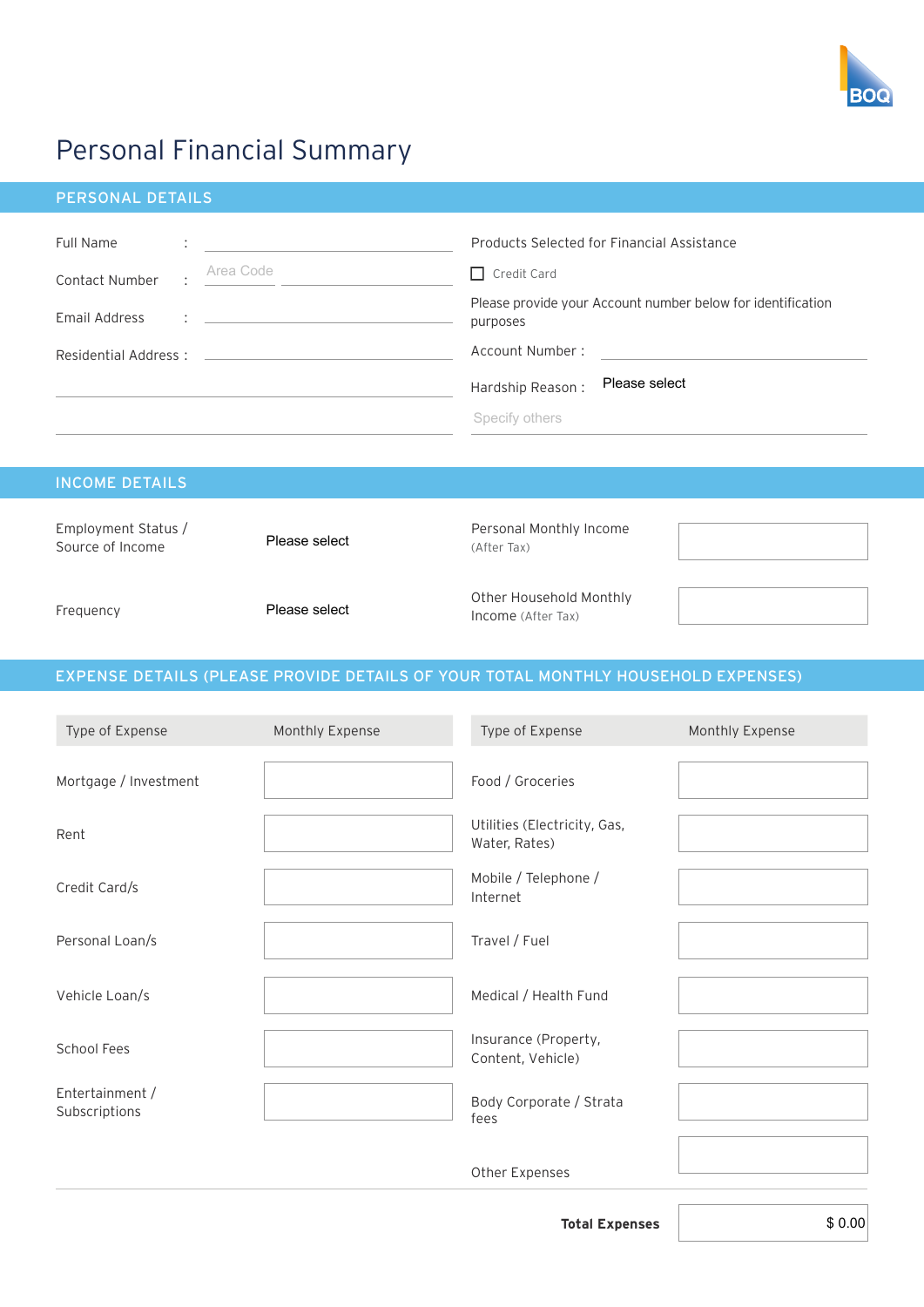BOQ

# Personal Financial Summary

## PERSONAL DETAILS

Full Name : ______________________

Contact Number : Area Code ______ ______________________

Email Address : ______________________

Residential Address : ______________________

______________________

______________________

Products Selected for Financial Assistance

☐ Credit Card

Please provide your Account number below for identification purposes

Account Number : ______________________

Hardship Reason : Please select

Specify others ______________________

## INCOME DETAILS

| | | | |
|---|---|---|---|
| Employment Status / Source of Income | Please select | Personal Monthly Income (After Tax) | |
| Frequency | Please select | Other Household Monthly Income (After Tax) | |

## EXPENSE DETAILS (PLEASE PROVIDE DETAILS OF YOUR TOTAL MONTHLY HOUSEHOLD EXPENSES)

| Type of Expense | Monthly Expense | Type of Expense | Monthly Expense |
|---|---|---|---|
| Mortgage / Investment | | Food / Groceries | |
| Rent | | Utilities (Electricity, Gas, Water, Rates) | |
| Credit Card/s | | Mobile / Telephone / Internet | |
| Personal Loan/s | | Travel / Fuel | |
| Vehicle Loan/s | | Medical / Health Fund | |
| School Fees | | Insurance (Property, Content, Vehicle) | |
| Entertainment / Subscriptions | | Body Corporate / Strata fees | |
| | | Other Expenses | |

**Total Expenses** $ 0.00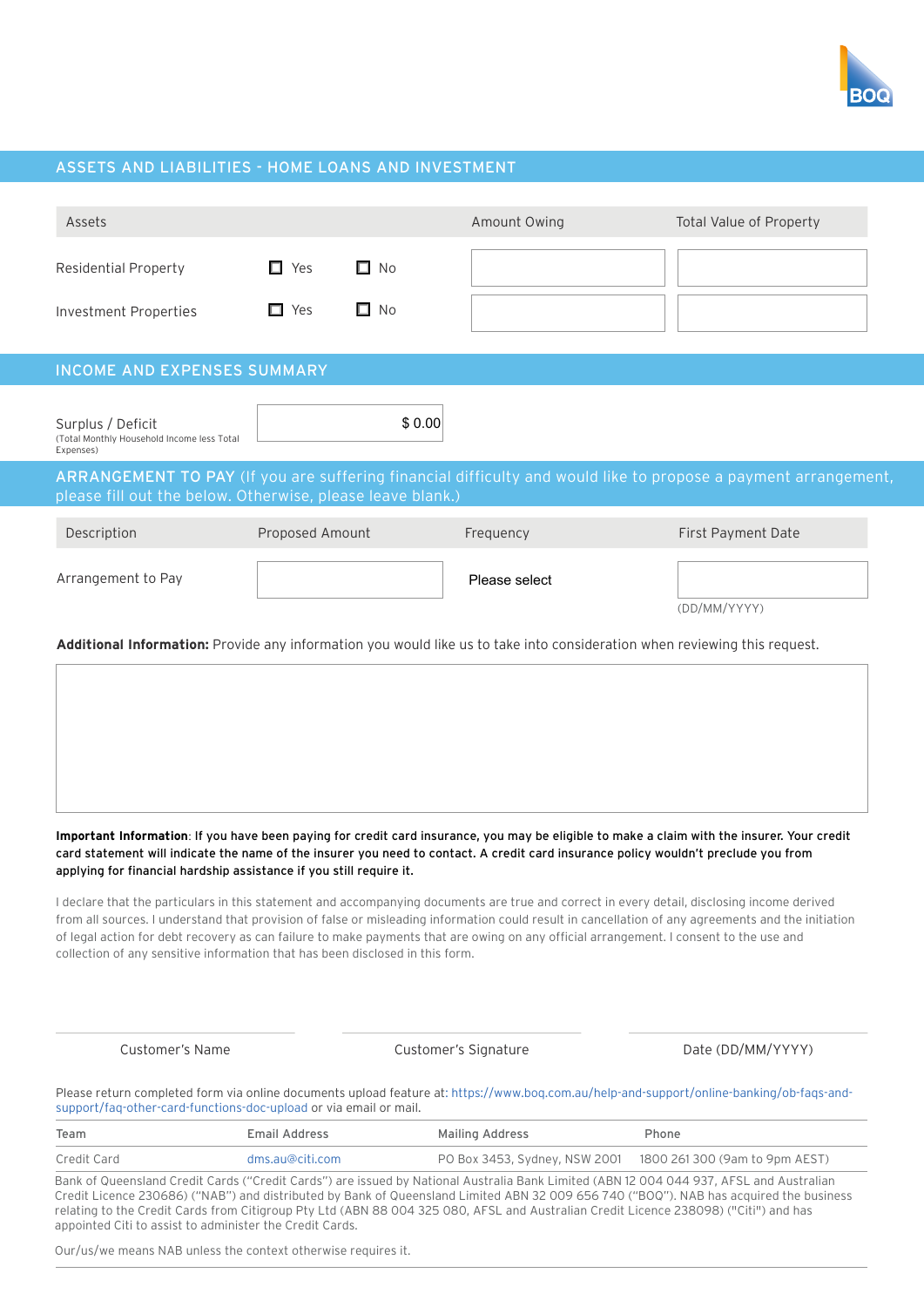## ASSETS AND LIABILITIES - HOME LOANS AND INVESTMENT

| Assets | | | Amount Owing | Total Value of Property |
|---|---|---|---|---|
| Residential Property | ☐ Yes | ☐ No | | |
| Investment Properties | ☐ Yes | ☐ No | | |

## INCOME AND EXPENSES SUMMARY

| | |
|---|---|
| Surplus / Deficit (Total Monthly Household Income less Total Expenses) | $ 0.00 |

## ARRANGEMENT TO PAY (If you are suffering financial difficulty and would like to propose a payment arrangement, please fill out the below. Otherwise, please leave blank.)

| Description | Proposed Amount | Frequency | First Payment Date |
|---|---|---|---|
| Arrangement to Pay | | Please select | (DD/MM/YYYY) |

**Additional Information:** Provide any information you would like us to take into consideration when reviewing this request.

**Important Information**: If you have been paying for credit card insurance, you may be eligible to make a claim with the insurer. Your credit card statement will indicate the name of the insurer you need to contact. A credit card insurance policy wouldn't preclude you from applying for financial hardship assistance if you still require it.

I declare that the particulars in this statement and accompanying documents are true and correct in every detail, disclosing income derived from all sources. I understand that provision of false or misleading information could result in cancellation of any agreements and the initiation of legal action for debt recovery as can failure to make payments that are owing on any official arrangement. I consent to the use and collection of any sensitive information that has been disclosed in this form.

| Customer's Name | Customer's Signature | Date (DD/MM/YYYY) |
|---|---|---|
| | | |

Please return completed form via online documents upload feature at: https://www.boq.com.au/help-and-support/online-banking/ob-faqs-and-support/faq-other-card-functions-doc-upload or via email or mail.

| Team | Email Address | Mailing Address | Phone |
|---|---|---|---|
| Credit Card | dms.au@citi.com | PO Box 3453, Sydney, NSW 2001 | 1800 261 300 (9am to 9pm AEST) |

Bank of Queensland Credit Cards ("Credit Cards") are issued by National Australia Bank Limited (ABN 12 004 044 937, AFSL and Australian Credit Licence 230686) ("NAB") and distributed by Bank of Queensland Limited ABN 32 009 656 740 ("BOQ"). NAB has acquired the business relating to the Credit Cards from Citigroup Pty Ltd (ABN 88 004 325 080, AFSL and Australian Credit Licence 238098) ("Citi") and has appointed Citi to assist to administer the Credit Cards.

Our/us/we means NAB unless the context otherwise requires it.